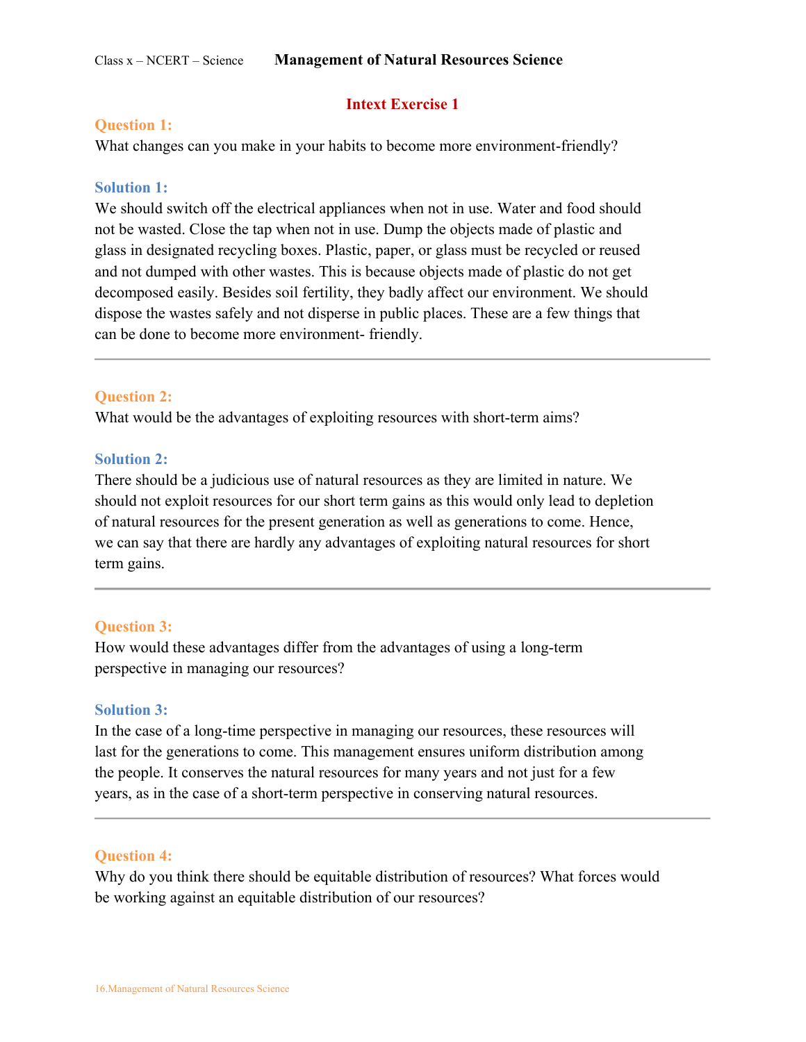# Management of Natural Resources Science

## Intext Exercise 1

**Question 1:**

What changes can you make in your habits to become more environment-friendly?

**Solution 1:**

We should switch off the electrical appliances when not in use. Water and food should not be wasted. Close the tap when not in use. Dump the objects made of plastic and glass in designated recycling boxes. Plastic, paper, or glass must be recycled or reused and not dumped with other wastes. This is because objects made of plastic do not get decomposed easily. Besides soil fertility, they badly affect our environment. We should dispose the wastes safely and not disperse in public places. These are a few things that can be done to become more environment- friendly.

---

**Question 2:**

What would be the advantages of exploiting resources with short-term aims?

**Solution 2:**

There should be a judicious use of natural resources as they are limited in nature. We should not exploit resources for our short term gains as this would only lead to depletion of natural resources for the present generation as well as generations to come. Hence, we can say that there are hardly any advantages of exploiting natural resources for short term gains.

---

**Question 3:**

How would these advantages differ from the advantages of using a long-term perspective in managing our resources?

**Solution 3:**

In the case of a long-time perspective in managing our resources, these resources will last for the generations to come. This management ensures uniform distribution among the people. It conserves the natural resources for many years and not just for a few years, as in the case of a short-term perspective in conserving natural resources.

---

**Question 4:**

Why do you think there should be equitable distribution of resources? What forces would be working against an equitable distribution of our resources?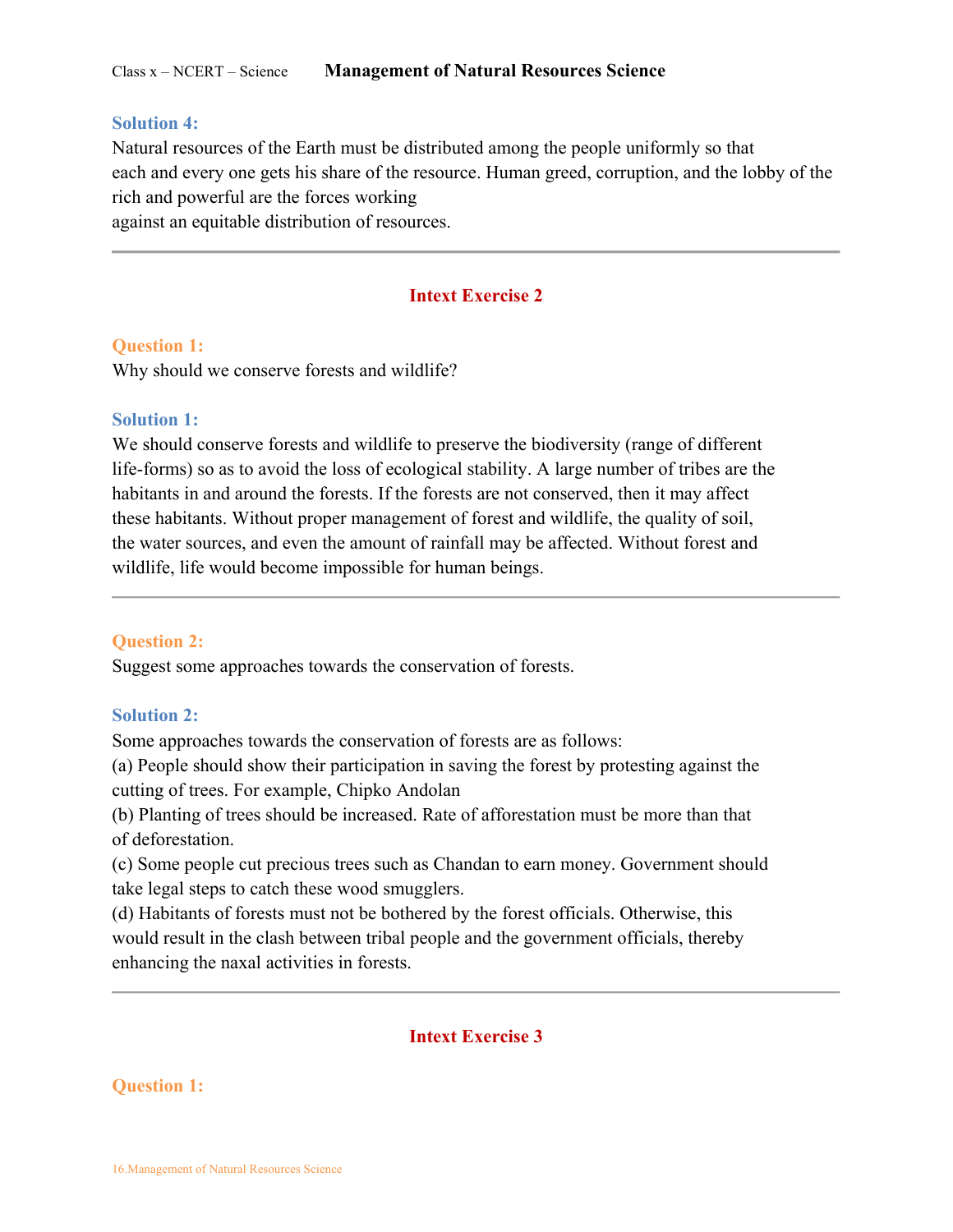**Solution 4:**

Natural resources of the Earth must be distributed among the people uniformly so that each and every one gets his share of the resource. Human greed, corruption, and the lobby of the rich and powerful are the forces working against an equitable distribution of resources.

---

## Intext Exercise 2

**Question 1:**

Why should we conserve forests and wildlife?

**Solution 1:**

We should conserve forests and wildlife to preserve the biodiversity (range of different life-forms) so as to avoid the loss of ecological stability. A large number of tribes are the habitants in and around the forests. If the forests are not conserved, then it may affect these habitants. Without proper management of forest and wildlife, the quality of soil, the water sources, and even the amount of rainfall may be affected. Without forest and wildlife, life would become impossible for human beings.

---

**Question 2:**

Suggest some approaches towards the conservation of forests.

**Solution 2:**

Some approaches towards the conservation of forests are as follows:

(a) People should show their participation in saving the forest by protesting against the cutting of trees. For example, Chipko Andolan

(b) Planting of trees should be increased. Rate of afforestation must be more than that of deforestation.

(c) Some people cut precious trees such as Chandan to earn money. Government should take legal steps to catch these wood smugglers.

(d) Habitants of forests must not be bothered by the forest officials. Otherwise, this would result in the clash between tribal people and the government officials, thereby enhancing the naxal activities in forests.

---

## Intext Exercise 3

**Question 1:**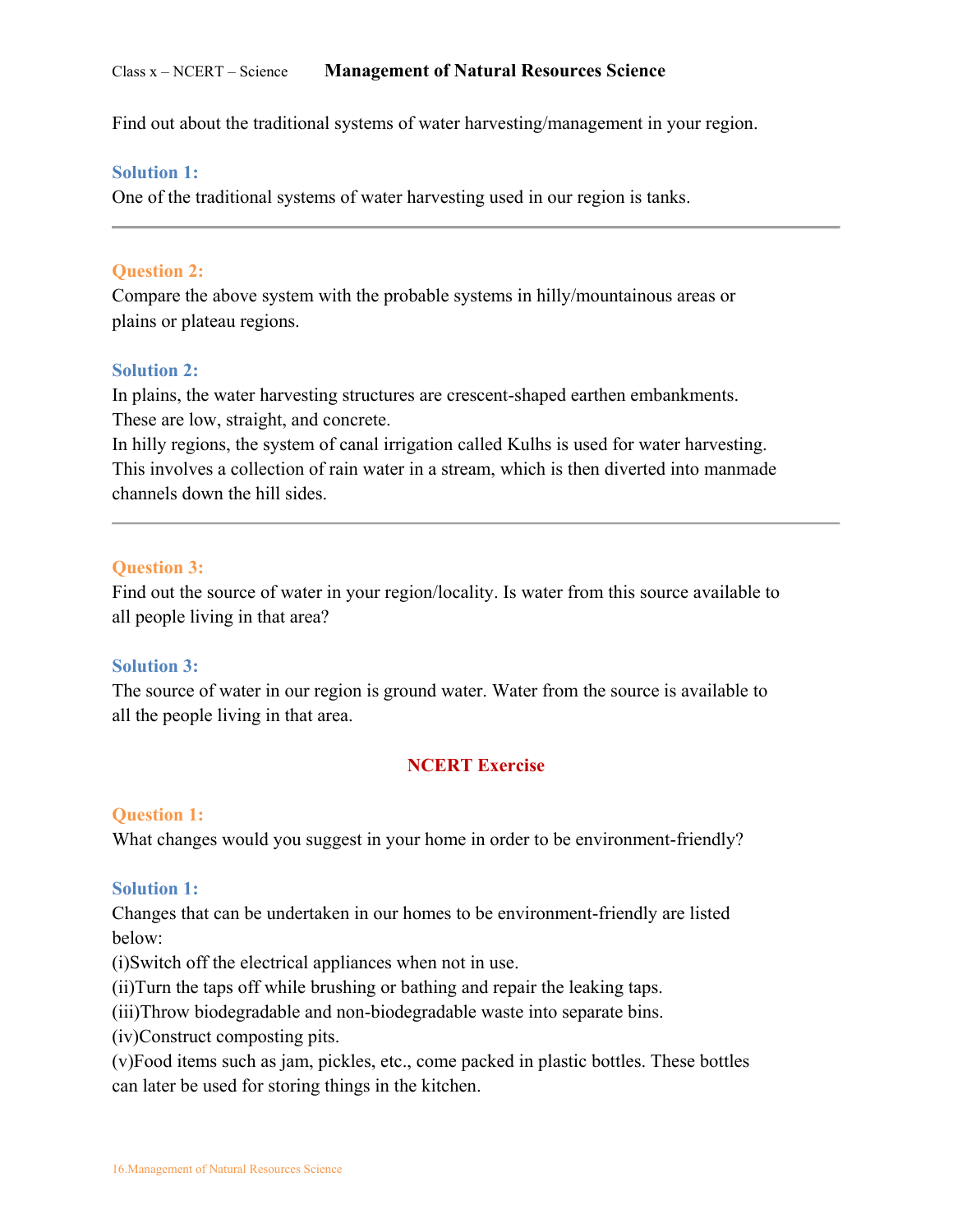Find out about the traditional systems of water harvesting/management in your region.

**Solution 1:**

One of the traditional systems of water harvesting used in our region is tanks.

---

**Question 2:**

Compare the above system with the probable systems in hilly/mountainous areas or plains or plateau regions.

**Solution 2:**

In plains, the water harvesting structures are crescent-shaped earthen embankments. These are low, straight, and concrete.

In hilly regions, the system of canal irrigation called Kulhs is used for water harvesting. This involves a collection of rain water in a stream, which is then diverted into manmade channels down the hill sides.

---

**Question 3:**

Find out the source of water in your region/locality. Is water from this source available to all people living in that area?

**Solution 3:**

The source of water in our region is ground water. Water from the source is available to all the people living in that area.

## NCERT Exercise

**Question 1:**

What changes would you suggest in your home in order to be environment-friendly?

**Solution 1:**

Changes that can be undertaken in our homes to be environment-friendly are listed below:

(i)Switch off the electrical appliances when not in use.

(ii)Turn the taps off while brushing or bathing and repair the leaking taps.

(iii)Throw biodegradable and non-biodegradable waste into separate bins.

(iv)Construct composting pits.

(v)Food items such as jam, pickles, etc., come packed in plastic bottles. These bottles can later be used for storing things in the kitchen.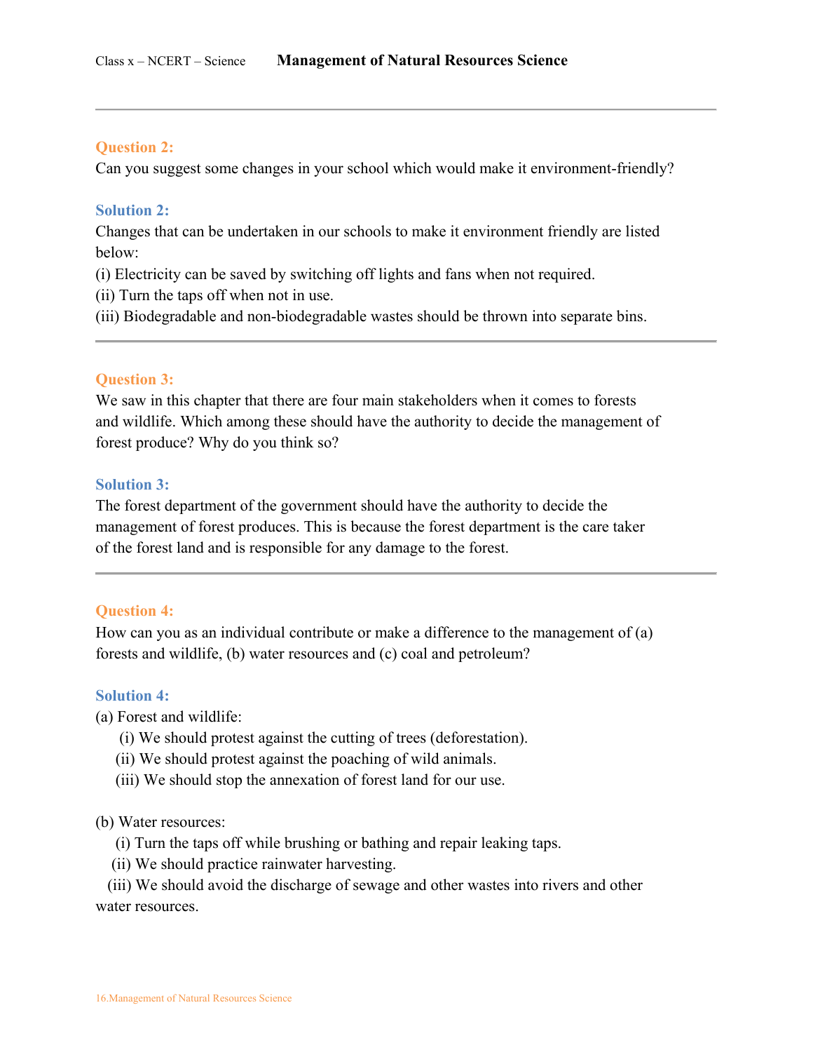**Question 2:**

Can you suggest some changes in your school which would make it environment-friendly?

**Solution 2:**

Changes that can be undertaken in our schools to make it environment friendly are listed below:

(i) Electricity can be saved by switching off lights and fans when not required.

(ii) Turn the taps off when not in use.

(iii) Biodegradable and non-biodegradable wastes should be thrown into separate bins.

---

**Question 3:**

We saw in this chapter that there are four main stakeholders when it comes to forests and wildlife. Which among these should have the authority to decide the management of forest produce? Why do you think so?

**Solution 3:**

The forest department of the government should have the authority to decide the management of forest produces. This is because the forest department is the care taker of the forest land and is responsible for any damage to the forest.

---

**Question 4:**

How can you as an individual contribute or make a difference to the management of (a) forests and wildlife, (b) water resources and (c) coal and petroleum?

**Solution 4:**

(a) Forest and wildlife:

(i) We should protest against the cutting of trees (deforestation).

(ii) We should protest against the poaching of wild animals.

(iii) We should stop the annexation of forest land for our use.

(b) Water resources:

(i) Turn the taps off while brushing or bathing and repair leaking taps.

(ii) We should practice rainwater harvesting.

(iii) We should avoid the discharge of sewage and other wastes into rivers and other water resources.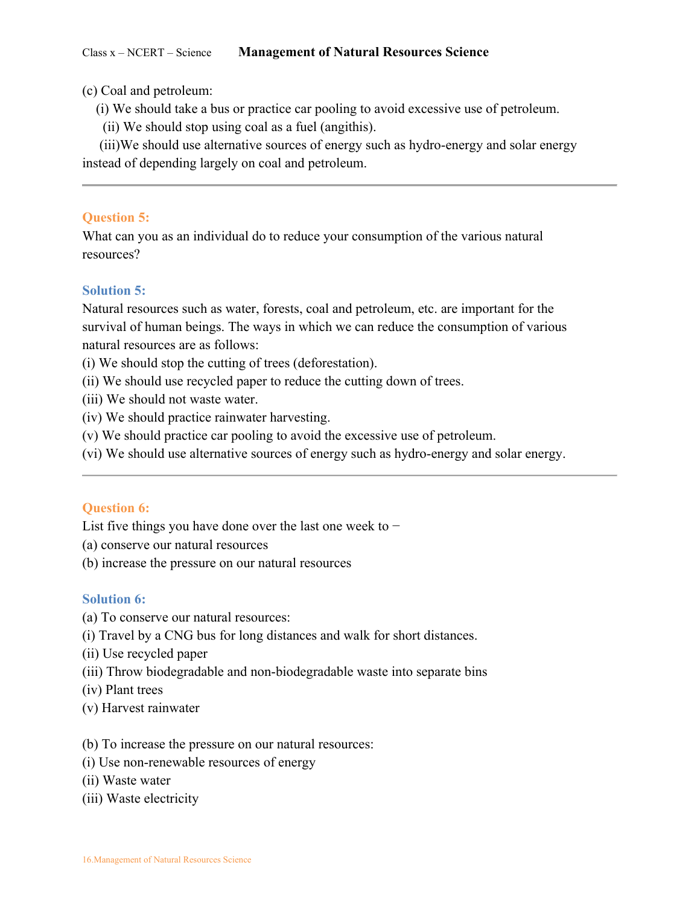(c) Coal and petroleum:

(i) We should take a bus or practice car pooling to avoid excessive use of petroleum.

(ii) We should stop using coal as a fuel (angithis).

(iii)We should use alternative sources of energy such as hydro-energy and solar energy instead of depending largely on coal and petroleum.

---

### Question 5:

What can you as an individual do to reduce your consumption of the various natural resources?

### Solution 5:

Natural resources such as water, forests, coal and petroleum, etc. are important for the survival of human beings. The ways in which we can reduce the consumption of various natural resources are as follows:

(i) We should stop the cutting of trees (deforestation).
(ii) We should use recycled paper to reduce the cutting down of trees.
(iii) We should not waste water.
(iv) We should practice rainwater harvesting.
(v) We should practice car pooling to avoid the excessive use of petroleum.
(vi) We should use alternative sources of energy such as hydro-energy and solar energy.

---

### Question 6:

List five things you have done over the last one week to −
(a) conserve our natural resources
(b) increase the pressure on our natural resources

### Solution 6:

(a) To conserve our natural resources:
(i) Travel by a CNG bus for long distances and walk for short distances.
(ii) Use recycled paper
(iii) Throw biodegradable and non-biodegradable waste into separate bins
(iv) Plant trees
(v) Harvest rainwater

(b) To increase the pressure on our natural resources:
(i) Use non-renewable resources of energy
(ii) Waste water
(iii) Waste electricity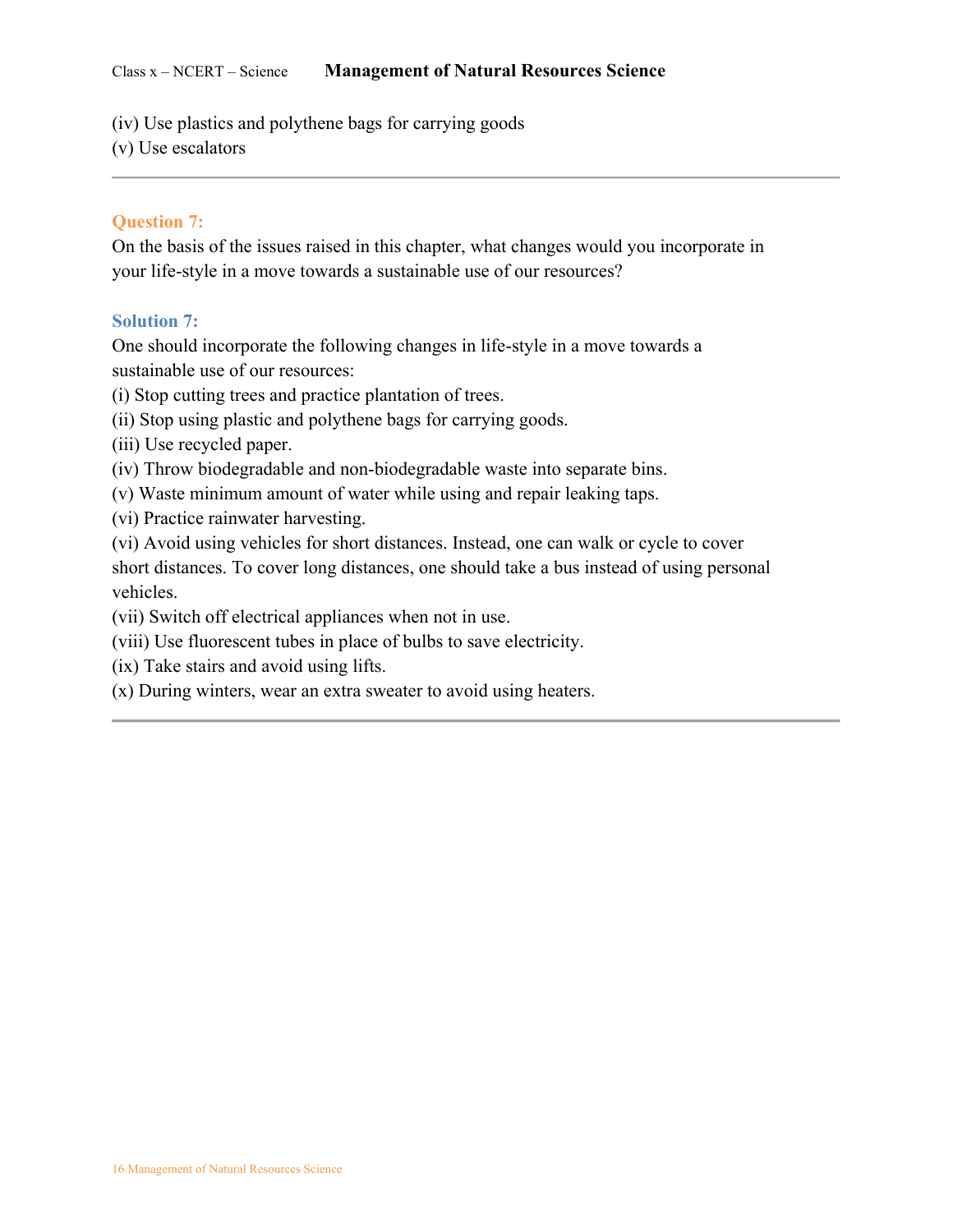(iv) Use plastics and polythene bags for carrying goods
(v) Use escalators

---

**Question 7:**
On the basis of the issues raised in this chapter, what changes would you incorporate in your life-style in a move towards a sustainable use of our resources?

**Solution 7:**
One should incorporate the following changes in life-style in a move towards a sustainable use of our resources:
(i) Stop cutting trees and practice plantation of trees.
(ii) Stop using plastic and polythene bags for carrying goods.
(iii) Use recycled paper.
(iv) Throw biodegradable and non-biodegradable waste into separate bins.
(v) Waste minimum amount of water while using and repair leaking taps.
(vi) Practice rainwater harvesting.
(vi) Avoid using vehicles for short distances. Instead, one can walk or cycle to cover short distances. To cover long distances, one should take a bus instead of using personal vehicles.
(vii) Switch off electrical appliances when not in use.
(viii) Use fluorescent tubes in place of bulbs to save electricity.
(ix) Take stairs and avoid using lifts.
(x) During winters, wear an extra sweater to avoid using heaters.

---